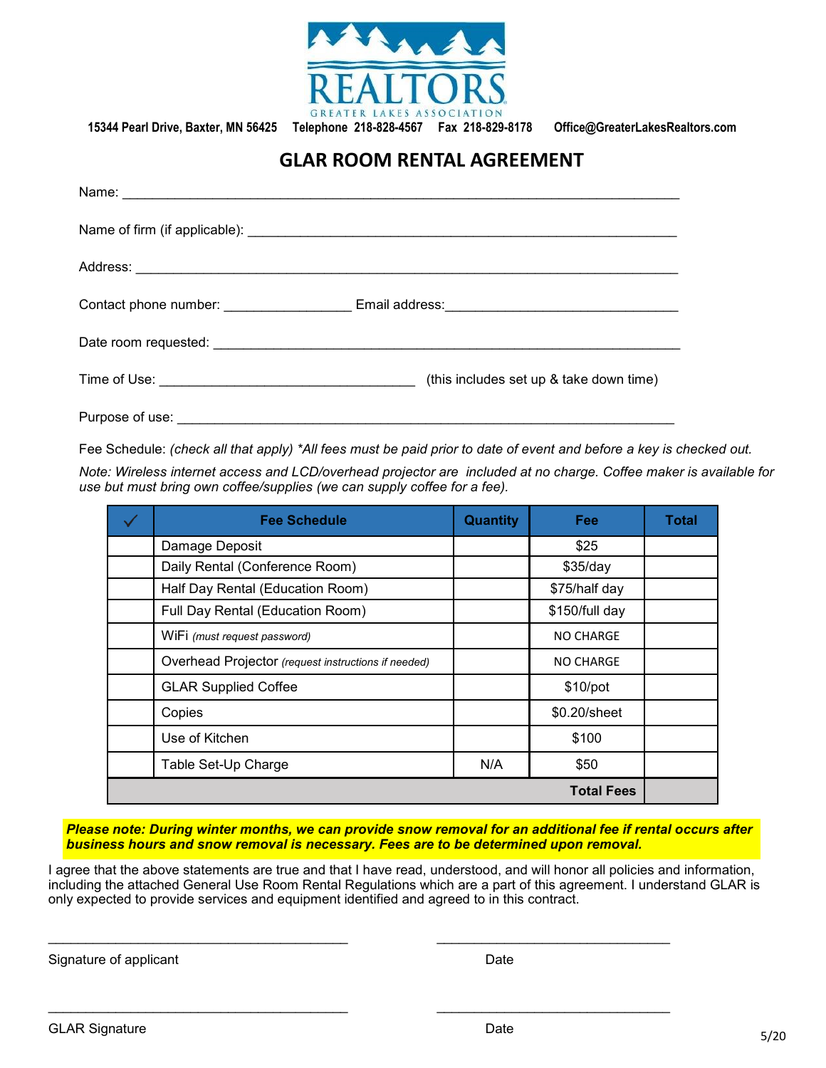REALTORS GREATER LAKES ASSOCIATION

15344 Pearl Drive, Baxter, MN 56425    Telephone 218-828-4567    Fax 218-829-8178    Office@GreaterLakesRealtors.com

# GLAR ROOM RENTAL AGREEMENT

Name: ___________________________________________________________________________

Name of firm (if applicable): ________________________________________________________

Address: _________________________________________________________________________

Contact phone number: ________________ Email address:______________________________

Date room requested: ______________________________________________________________

Time of Use: _________________________________ (this includes set up & take down time)

Purpose of use: ____________________________________________________________________

Fee Schedule: *(check all that apply) *All fees must be paid prior to date of event and before a key is checked out.*

*Note: Wireless internet access and LCD/overhead projector are included at no charge. Coffee maker is available for use but must bring own coffee/supplies (we can supply coffee for a fee).*

| ✓ | Fee Schedule | Quantity | Fee | Total |
|---|---|---|---|---|
| | Damage Deposit | | $25 | |
| | Daily Rental (Conference Room) | | $35/day | |
| | Half Day Rental (Education Room) | | $75/half day | |
| | Full Day Rental (Education Room) | | $150/full day | |
| | WiFi *(must request password)* | | NO CHARGE | |
| | Overhead Projector *(request instructions if needed)* | | NO CHARGE | |
| | GLAR Supplied Coffee | | $10/pot | |
| | Copies | | $0.20/sheet | |
| | Use of Kitchen | | $100 | |
| | Table Set-Up Charge | N/A | $50 | |
| | | | **Total Fees** | |

***Please note: During winter months, we can provide snow removal for an additional fee if rental occurs after business hours and snow removal is necessary. Fees are to be determined upon removal.***

I agree that the above statements are true and that I have read, understood, and will honor all policies and information, including the attached General Use Room Rental Regulations which are a part of this agreement. I understand GLAR is only expected to provide services and equipment identified and agreed to in this contract.

________________________________________    ________________________________

Signature of applicant    Date

________________________________________    ________________________________

GLAR Signature    Date

5/20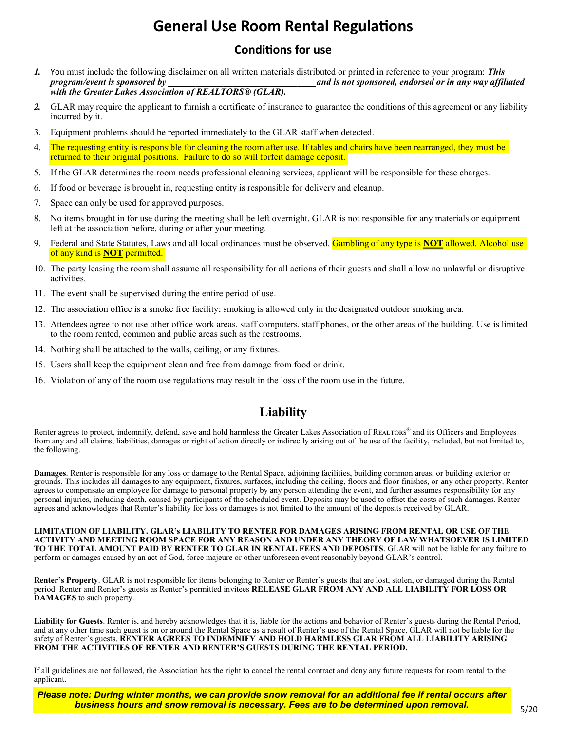# General Use Room Rental Regulations

## Conditions for use

1. You must include the following disclaimer on all written materials distributed or printed in reference to your program: ***This program/event is sponsored by ________________________________ and is not sponsored, endorsed or in any way affiliated with the Greater Lakes Association of REALTORS® (GLAR).***
2. GLAR may require the applicant to furnish a certificate of insurance to guarantee the conditions of this agreement or any liability incurred by it.
3. Equipment problems should be reported immediately to the GLAR staff when detected.
4. The requesting entity is responsible for cleaning the room after use. If tables and chairs have been rearranged, they must be returned to their original positions. Failure to do so will forfeit damage deposit.
5. If the GLAR determines the room needs professional cleaning services, applicant will be responsible for these charges.
6. If food or beverage is brought in, requesting entity is responsible for delivery and cleanup.
7. Space can only be used for approved purposes.
8. No items brought in for use during the meeting shall be left overnight. GLAR is not responsible for any materials or equipment left at the association before, during or after your meeting.
9. Federal and State Statutes, Laws and all local ordinances must be observed. Gambling of any type is **NOT** allowed. Alcohol use of any kind is **NOT** permitted.
10. The party leasing the room shall assume all responsibility for all actions of their guests and shall allow no unlawful or disruptive activities.
11. The event shall be supervised during the entire period of use.
12. The association office is a smoke free facility; smoking is allowed only in the designated outdoor smoking area.
13. Attendees agree to not use other office work areas, staff computers, staff phones, or the other areas of the building. Use is limited to the room rented, common and public areas such as the restrooms.
14. Nothing shall be attached to the walls, ceiling, or any fixtures.
15. Users shall keep the equipment clean and free from damage from food or drink.
16. Violation of any of the room use regulations may result in the loss of the room use in the future.

## Liability

Renter agrees to protect, indemnify, defend, save and hold harmless the Greater Lakes Association of REALTORS® and its Officers and Employees from any and all claims, liabilities, damages or right of action directly or indirectly arising out of the use of the facility, included, but not limited to, the following.

**Damages**. Renter is responsible for any loss or damage to the Rental Space, adjoining facilities, building common areas, or building exterior or grounds. This includes all damages to any equipment, fixtures, surfaces, including the ceiling, floors and floor finishes, or any other property. Renter agrees to compensate an employee for damage to personal property by any person attending the event, and further assumes responsibility for any personal injuries, including death, caused by participants of the scheduled event. Deposits may be used to offset the costs of such damages. Renter agrees and acknowledges that Renter's liability for loss or damages is not limited to the amount of the deposits received by GLAR.

**LIMITATION OF LIABILITY. GLAR's LIABILITY TO RENTER FOR DAMAGES ARISING FROM RENTAL OR USE OF THE ACTIVITY AND MEETING ROOM SPACE FOR ANY REASON AND UNDER ANY THEORY OF LAW WHATSOEVER IS LIMITED TO THE TOTAL AMOUNT PAID BY RENTER TO GLAR IN RENTAL FEES AND DEPOSITS**. GLAR will not be liable for any failure to perform or damages caused by an act of God, force majeure or other unforeseen event reasonably beyond GLAR's control.

**Renter's Property**. GLAR is not responsible for items belonging to Renter or Renter's guests that are lost, stolen, or damaged during the Rental period. Renter and Renter's guests as Renter's permitted invitees **RELEASE GLAR FROM ANY AND ALL LIABILITY FOR LOSS OR DAMAGES** to such property.

**Liability for Guests**. Renter is, and hereby acknowledges that it is, liable for the actions and behavior of Renter's guests during the Rental Period, and at any other time such guest is on or around the Rental Space as a result of Renter's use of the Rental Space. GLAR will not be liable for the safety of Renter's guests. **RENTER AGREES TO INDEMNIFY AND HOLD HARMLESS GLAR FROM ALL LIABILITY ARISING FROM THE ACTIVITIES OF RENTER AND RENTER'S GUESTS DURING THE RENTAL PERIOD.**

If all guidelines are not followed, the Association has the right to cancel the rental contract and deny any future requests for room rental to the applicant.

***Please note: During winter months, we can provide snow removal for an additional fee if rental occurs after business hours and snow removal is necessary. Fees are to be determined upon removal.***

5/20